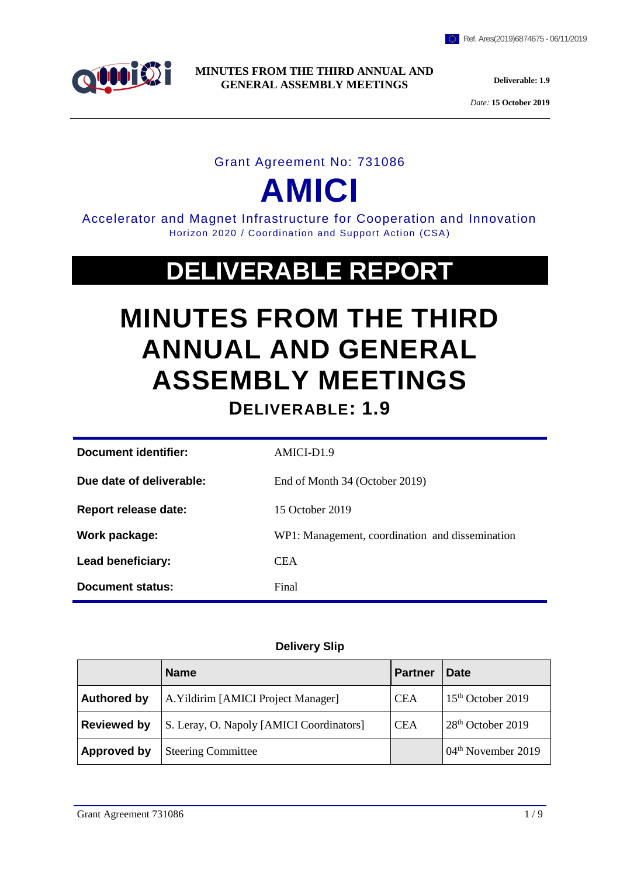Ref. Ares(2019)6874675 - 06/11/2019

**MINUTES FROM THE THIRD ANNUAL AND GENERAL ASSEMBLY MEETINGS**

**Deliverable: 1.9**

*Date:* **15 October 2019**

Grant Agreement No: 731086

# AMICI

Accelerator and Magnet Infrastructure for Cooperation and Innovation
Horizon 2020 / Coordination and Support Action (CSA)

# DELIVERABLE REPORT

# MINUTES FROM THE THIRD ANNUAL AND GENERAL ASSEMBLY MEETINGS

## DELIVERABLE: 1.9

| | |
|---|---|
| **Document identifier:** | AMICI-D1.9 |
| **Due date of deliverable:** | End of Month 34 (October 2019) |
| **Report release date:** | 15 October 2019 |
| **Work package:** | WP1: Management, coordination and dissemination |
| **Lead beneficiary:** | CEA |
| **Document status:** | Final |

**Delivery Slip**

| | Name | Partner | Date |
|---|---|---|---|
| **Authored by** | A.Yildirim [AMICI Project Manager] | CEA | 15th October 2019 |
| **Reviewed by** | S. Leray, O. Napoly [AMICI Coordinators] | CEA | 28th October 2019 |
| **Approved by** | Steering Committee | | 04th November 2019 |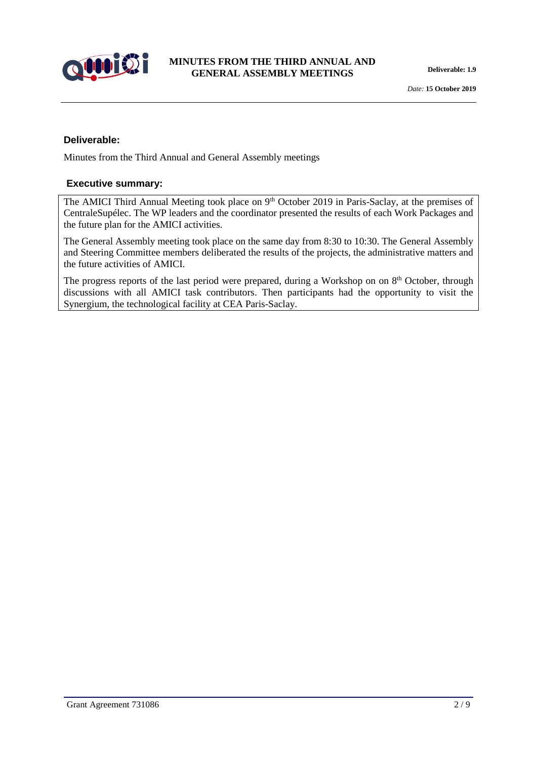### Deliverable:

Minutes from the Third Annual and General Assembly meetings

### Executive summary:

The AMICI Third Annual Meeting took place on 9th October 2019 in Paris-Saclay, at the premises of CentraleSupélec. The WP leaders and the coordinator presented the results of each Work Packages and the future plan for the AMICI activities.

The General Assembly meeting took place on the same day from 8:30 to 10:30. The General Assembly and Steering Committee members deliberated the results of the projects, the administrative matters and the future activities of AMICI.

The progress reports of the last period were prepared, during a Workshop on on 8th October, through discussions with all AMICI task contributors. Then participants had the opportunity to visit the Synergium, the technological facility at CEA Paris-Saclay.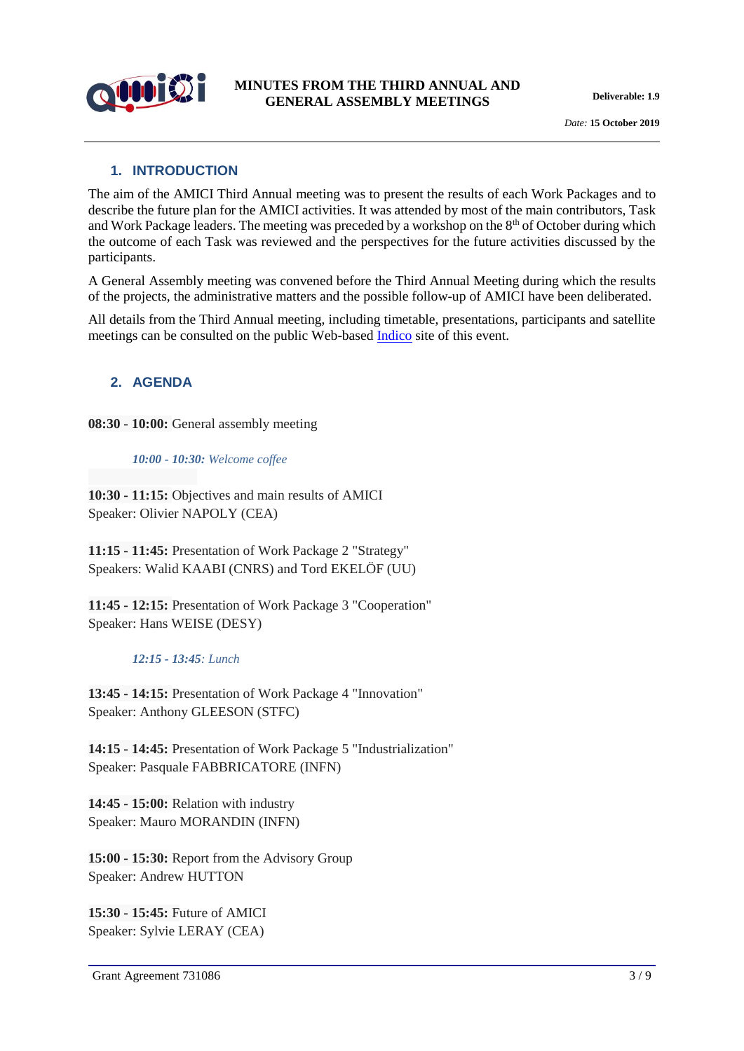## 1. INTRODUCTION

The aim of the AMICI Third Annual meeting was to present the results of each Work Packages and to describe the future plan for the AMICI activities. It was attended by most of the main contributors, Task and Work Package leaders. The meeting was preceded by a workshop on the 8th of October during which the outcome of each Task was reviewed and the perspectives for the future activities discussed by the participants.

A General Assembly meeting was convened before the Third Annual Meeting during which the results of the projects, the administrative matters and the possible follow-up of AMICI have been deliberated.

All details from the Third Annual meeting, including timetable, presentations, participants and satellite meetings can be consulted on the public Web-based Indico site of this event.

## 2. AGENDA

**08:30 - 10:00:** General assembly meeting

*10:00 - 10:30: Welcome coffee*

**10:30 - 11:15:** Objectives and main results of AMICI
Speaker: Olivier NAPOLY (CEA)

**11:15 - 11:45:** Presentation of Work Package 2 "Strategy"
Speakers: Walid KAABI (CNRS) and Tord EKELÖF (UU)

**11:45 - 12:15:** Presentation of Work Package 3 "Cooperation"
Speaker: Hans WEISE (DESY)

*12:15 - 13:45: Lunch*

**13:45 - 14:15:** Presentation of Work Package 4 "Innovation"
Speaker: Anthony GLEESON (STFC)

**14:15 - 14:45:** Presentation of Work Package 5 "Industrialization"
Speaker: Pasquale FABBRICATORE (INFN)

**14:45 - 15:00:** Relation with industry
Speaker: Mauro MORANDIN (INFN)

**15:00 - 15:30:** Report from the Advisory Group
Speaker: Andrew HUTTON

**15:30 - 15:45:** Future of AMICI
Speaker: Sylvie LERAY (CEA)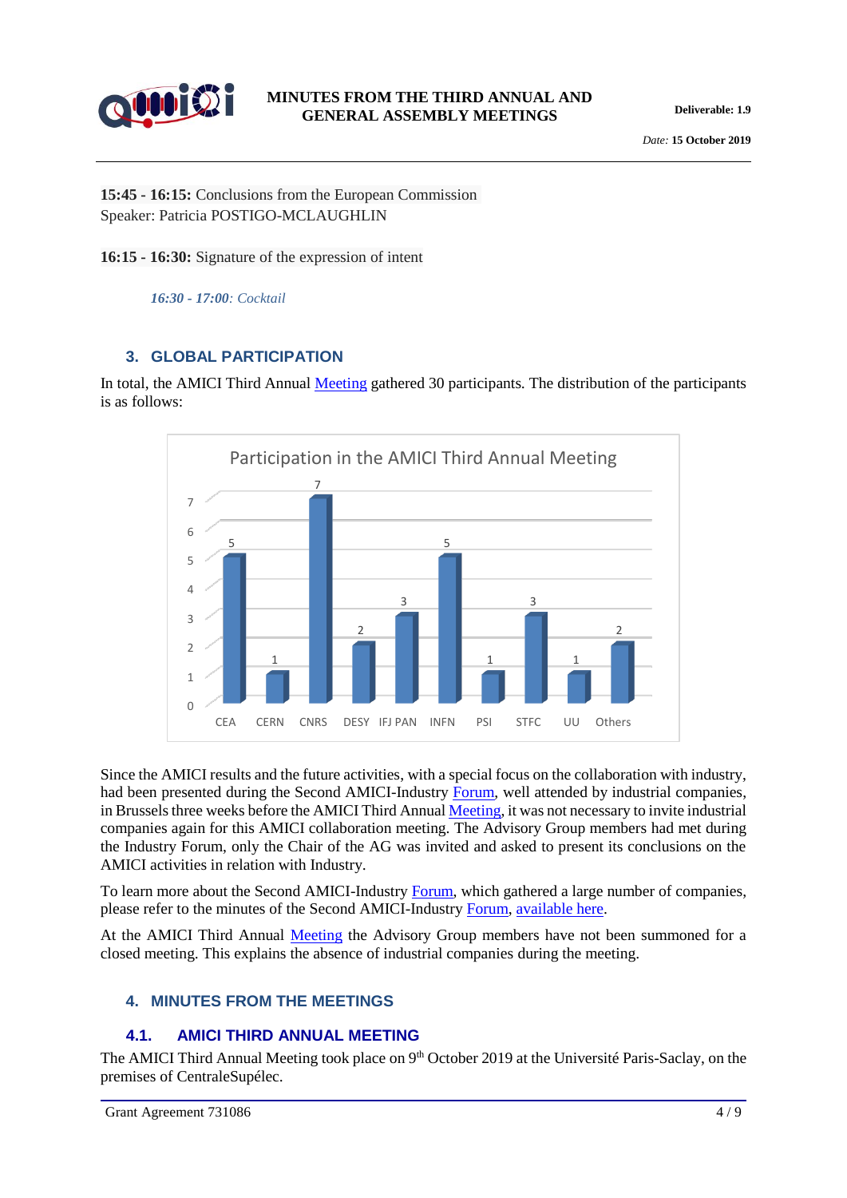**15:45 - 16:15:** Conclusions from the European Commission
Speaker: Patricia POSTIGO-MCLAUGHLIN

**16:15 - 16:30:** Signature of the expression of intent

*16:30 - 17:00: Cocktail*

## 3. GLOBAL PARTICIPATION

In total, the AMICI Third Annual Meeting gathered 30 participants. The distribution of the participants is as follows:

Participation in the AMICI Third Annual Meeting

| CEA | CERN | CNRS | DESY | IFJ PAN | INFN | PSI | STFC | UU | Others |
|---|---|---|---|---|---|---|---|---|---|
| 5 | 1 | 7 | 2 | 3 | 5 | 1 | 3 | 1 | 2 |

Since the AMICI results and the future activities, with a special focus on the collaboration with industry, had been presented during the Second AMICI-Industry Forum, well attended by industrial companies, in Brussels three weeks before the AMICI Third Annual Meeting, it was not necessary to invite industrial companies again for this AMICI collaboration meeting. The Advisory Group members had met during the Industry Forum, only the Chair of the AG was invited and asked to present its conclusions on the AMICI activities in relation with Industry.

To learn more about the Second AMICI-Industry Forum, which gathered a large number of companies, please refer to the minutes of the Second AMICI-Industry Forum, available here.

At the AMICI Third Annual Meeting the Advisory Group members have not been summoned for a closed meeting. This explains the absence of industrial companies during the meeting.

## 4. MINUTES FROM THE MEETINGS

### 4.1. AMICI THIRD ANNUAL MEETING

The AMICI Third Annual Meeting took place on 9th October 2019 at the Université Paris-Saclay, on the premises of CentraleSupélec.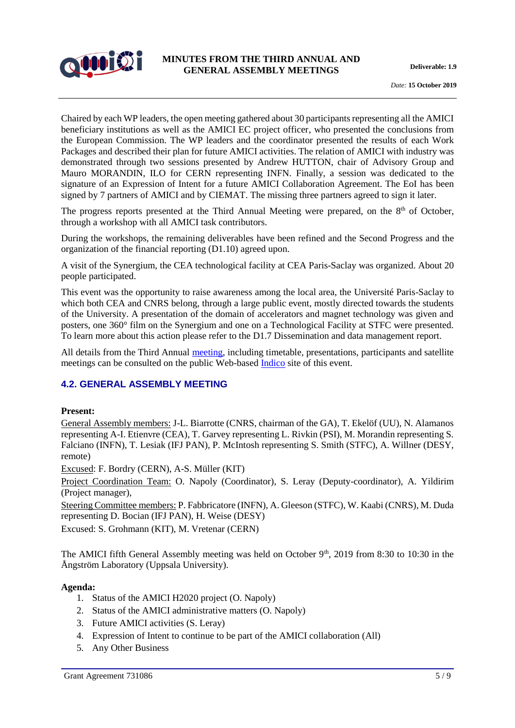Chaired by each WP leaders, the open meeting gathered about 30 participants representing all the AMICI beneficiary institutions as well as the AMICI EC project officer, who presented the conclusions from the European Commission. The WP leaders and the coordinator presented the results of each Work Packages and described their plan for future AMICI activities. The relation of AMICI with industry was demonstrated through two sessions presented by Andrew HUTTON, chair of Advisory Group and Mauro MORANDIN, ILO for CERN representing INFN. Finally, a session was dedicated to the signature of an Expression of Intent for a future AMICI Collaboration Agreement. The EoI has been signed by 7 partners of AMICI and by CIEMAT. The missing three partners agreed to sign it later.

The progress reports presented at the Third Annual Meeting were prepared, on the 8th of October, through a workshop with all AMICI task contributors.

During the workshops, the remaining deliverables have been refined and the Second Progress and the organization of the financial reporting (D1.10) agreed upon.

A visit of the Synergium, the CEA technological facility at CEA Paris-Saclay was organized. About 20 people participated.

This event was the opportunity to raise awareness among the local area, the Université Paris-Saclay to which both CEA and CNRS belong, through a large public event, mostly directed towards the students of the University. A presentation of the domain of accelerators and magnet technology was given and posters, one 360° film on the Synergium and one on a Technological Facility at STFC were presented. To learn more about this action please refer to the D1.7 Dissemination and data management report.

All details from the Third Annual meeting, including timetable, presentations, participants and satellite meetings can be consulted on the public Web-based Indico site of this event.

## 4.2. GENERAL ASSEMBLY MEETING

**Present:**

General Assembly members: J-L. Biarrotte (CNRS, chairman of the GA), T. Ekelöf (UU), N. Alamanos representing A-I. Etienvre (CEA), T. Garvey representing L. Rivkin (PSI), M. Morandin representing S. Falciano (INFN), T. Lesiak (IFJ PAN), P. McIntosh representing S. Smith (STFC), A. Willner (DESY, remote)

Excused: F. Bordry (CERN), A-S. Müller (KIT)

Project Coordination Team: O. Napoly (Coordinator), S. Leray (Deputy-coordinator), A. Yildirim (Project manager),

Steering Committee members: P. Fabbricatore (INFN), A. Gleeson (STFC), W. Kaabi (CNRS), M. Duda representing D. Bocian (IFJ PAN), H. Weise (DESY)

Excused: S. Grohmann (KIT), M. Vretenar (CERN)

The AMICI fifth General Assembly meeting was held on October 9th, 2019 from 8:30 to 10:30 in the Ångström Laboratory (Uppsala University).

**Agenda:**

1. Status of the AMICI H2020 project (O. Napoly)
2. Status of the AMICI administrative matters (O. Napoly)
3. Future AMICI activities (S. Leray)
4. Expression of Intent to continue to be part of the AMICI collaboration (All)
5. Any Other Business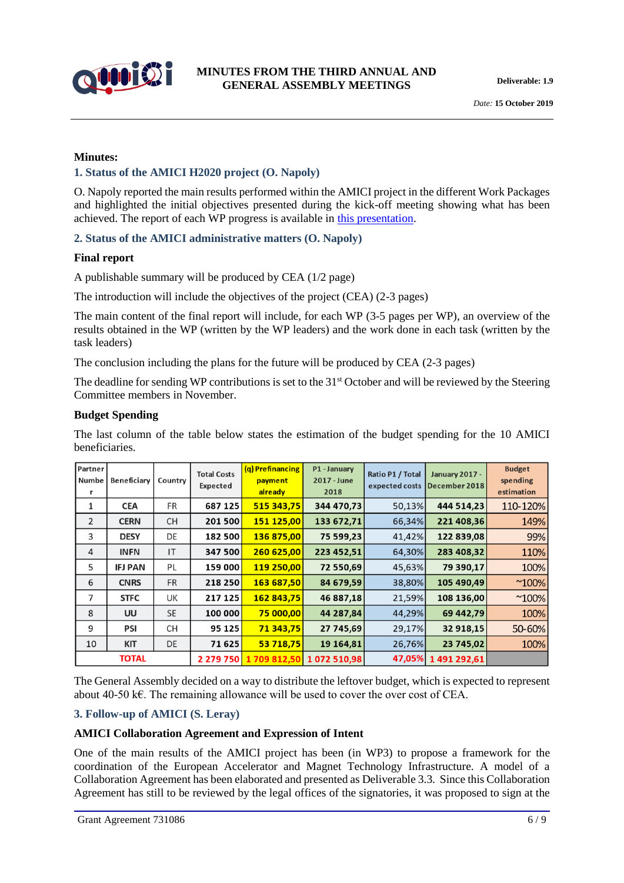**Minutes:**

## 1. Status of the AMICI H2020 project (O. Napoly)

O. Napoly reported the main results performed within the AMICI project in the different Work Packages and highlighted the initial objectives presented during the kick-off meeting showing what has been achieved. The report of each WP progress is available in this presentation.

## 2. Status of the AMICI administrative matters (O. Napoly)

**Final report**

A publishable summary will be produced by CEA (1/2 page)

The introduction will include the objectives of the project (CEA) (2-3 pages)

The main content of the final report will include, for each WP (3-5 pages per WP), an overview of the results obtained in the WP (written by the WP leaders) and the work done in each task (written by the task leaders)

The conclusion including the plans for the future will be produced by CEA (2-3 pages)

The deadline for sending WP contributions is set to the 31st October and will be reviewed by the Steering Committee members in November.

**Budget Spending**

The last column of the table below states the estimation of the budget spending for the 10 AMICI beneficiaries.

| Partner Number | Beneficiary | Country | Total Costs Expected | (q) Prefinancing payment already | P1 - January 2017 - June 2018 | Ratio P1 / Total expected costs | January 2017 - December 2018 | Budget spending estimation |
|---|---|---|---|---|---|---|---|---|
| 1 | CEA | FR | 687 125 | 515 343,75 | 344 470,73 | 50,13% | 444 514,23 | 110-120% |
| 2 | CERN | CH | 201 500 | 151 125,00 | 133 672,71 | 66,34% | 221 408,36 | 149% |
| 3 | DESY | DE | 182 500 | 136 875,00 | 75 599,23 | 41,42% | 122 839,08 | 99% |
| 4 | INFN | IT | 347 500 | 260 625,00 | 223 452,51 | 64,30% | 283 408,32 | 110% |
| 5 | IFJ PAN | PL | 159 000 | 119 250,00 | 72 550,69 | 45,63% | 79 390,17 | 100% |
| 6 | CNRS | FR | 218 250 | 163 687,50 | 84 679,59 | 38,80% | 105 490,49 | ~100% |
| 7 | STFC | UK | 217 125 | 162 843,75 | 46 887,18 | 21,59% | 108 136,00 | ~100% |
| 8 | UU | SE | 100 000 | 75 000,00 | 44 287,84 | 44,29% | 69 442,79 | 100% |
| 9 | PSI | CH | 95 125 | 71 343,75 | 27 745,69 | 29,17% | 32 918,15 | 50-60% |
| 10 | KIT | DE | 71 625 | 53 718,75 | 19 164,81 | 26,76% | 23 745,02 | 100% |
| | TOTAL | | 2 279 750 | 1 709 812,50 | 1 072 510,98 | 47,05% | 1 491 292,61 | |

The General Assembly decided on a way to distribute the leftover budget, which is expected to represent about 40-50 k€. The remaining allowance will be used to cover the over cost of CEA.

## 3. Follow-up of AMICI (S. Leray)

**AMICI Collaboration Agreement and Expression of Intent**

One of the main results of the AMICI project has been (in WP3) to propose a framework for the coordination of the European Accelerator and Magnet Technology Infrastructure. A model of a Collaboration Agreement has been elaborated and presented as Deliverable 3.3. Since this Collaboration Agreement has still to be reviewed by the legal offices of the signatories, it was proposed to sign at the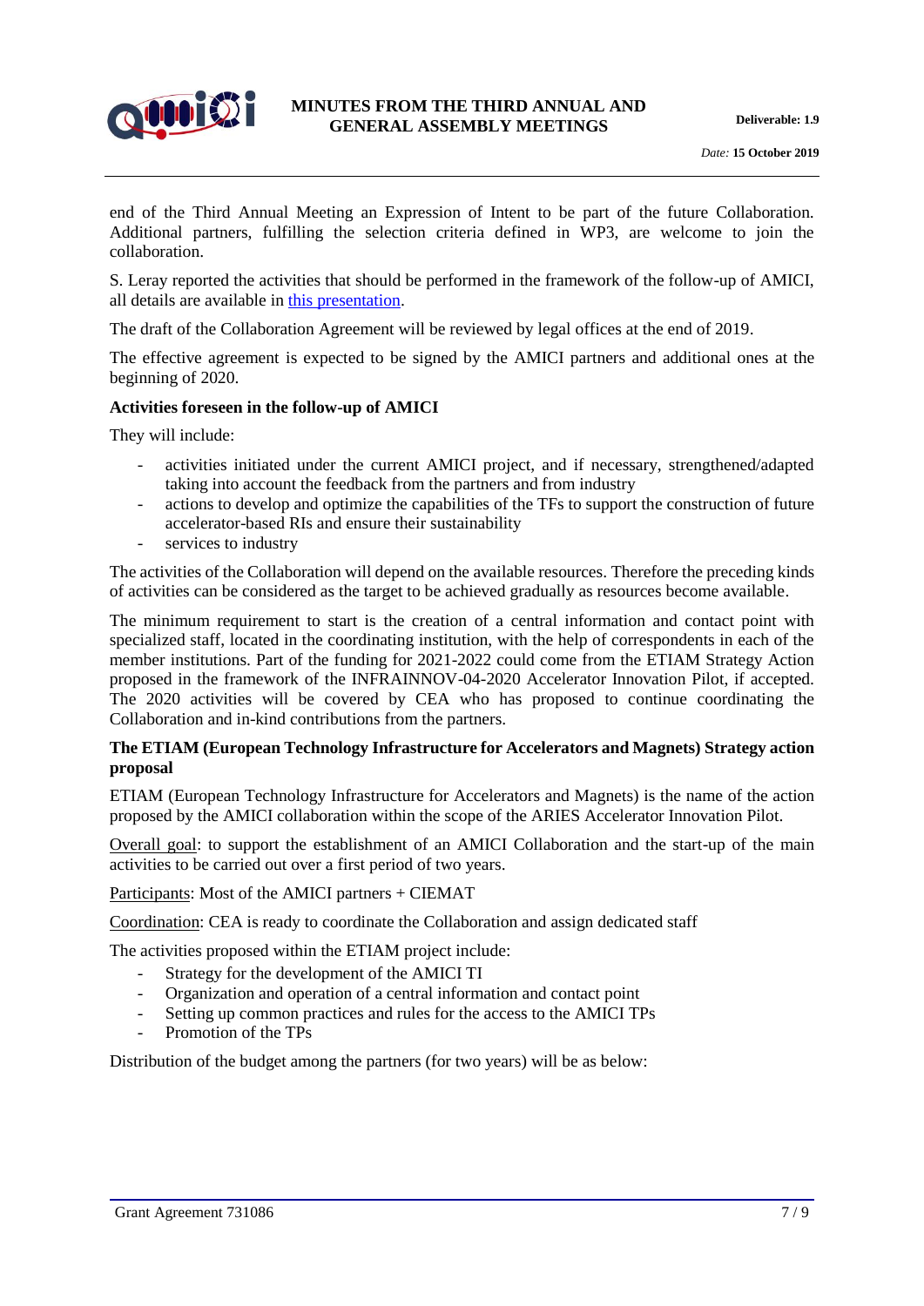end of the Third Annual Meeting an Expression of Intent to be part of the future Collaboration. Additional partners, fulfilling the selection criteria defined in WP3, are welcome to join the collaboration.

S. Leray reported the activities that should be performed in the framework of the follow-up of AMICI, all details are available in this presentation.

The draft of the Collaboration Agreement will be reviewed by legal offices at the end of 2019.

The effective agreement is expected to be signed by the AMICI partners and additional ones at the beginning of 2020.

**Activities foreseen in the follow-up of AMICI**

They will include:

- activities initiated under the current AMICI project, and if necessary, strengthened/adapted taking into account the feedback from the partners and from industry
- actions to develop and optimize the capabilities of the TFs to support the construction of future accelerator-based RIs and ensure their sustainability
- services to industry

The activities of the Collaboration will depend on the available resources. Therefore the preceding kinds of activities can be considered as the target to be achieved gradually as resources become available.

The minimum requirement to start is the creation of a central information and contact point with specialized staff, located in the coordinating institution, with the help of correspondents in each of the member institutions. Part of the funding for 2021-2022 could come from the ETIAM Strategy Action proposed in the framework of the INFRAINNOV-04-2020 Accelerator Innovation Pilot, if accepted. The 2020 activities will be covered by CEA who has proposed to continue coordinating the Collaboration and in-kind contributions from the partners.

**The ETIAM (European Technology Infrastructure for Accelerators and Magnets) Strategy action proposal**

ETIAM (European Technology Infrastructure for Accelerators and Magnets) is the name of the action proposed by the AMICI collaboration within the scope of the ARIES Accelerator Innovation Pilot.

Overall goal: to support the establishment of an AMICI Collaboration and the start-up of the main activities to be carried out over a first period of two years.

Participants: Most of the AMICI partners + CIEMAT

Coordination: CEA is ready to coordinate the Collaboration and assign dedicated staff

The activities proposed within the ETIAM project include:

- Strategy for the development of the AMICI TI
- Organization and operation of a central information and contact point
- Setting up common practices and rules for the access to the AMICI TPs
- Promotion of the TPs

Distribution of the budget among the partners (for two years) will be as below: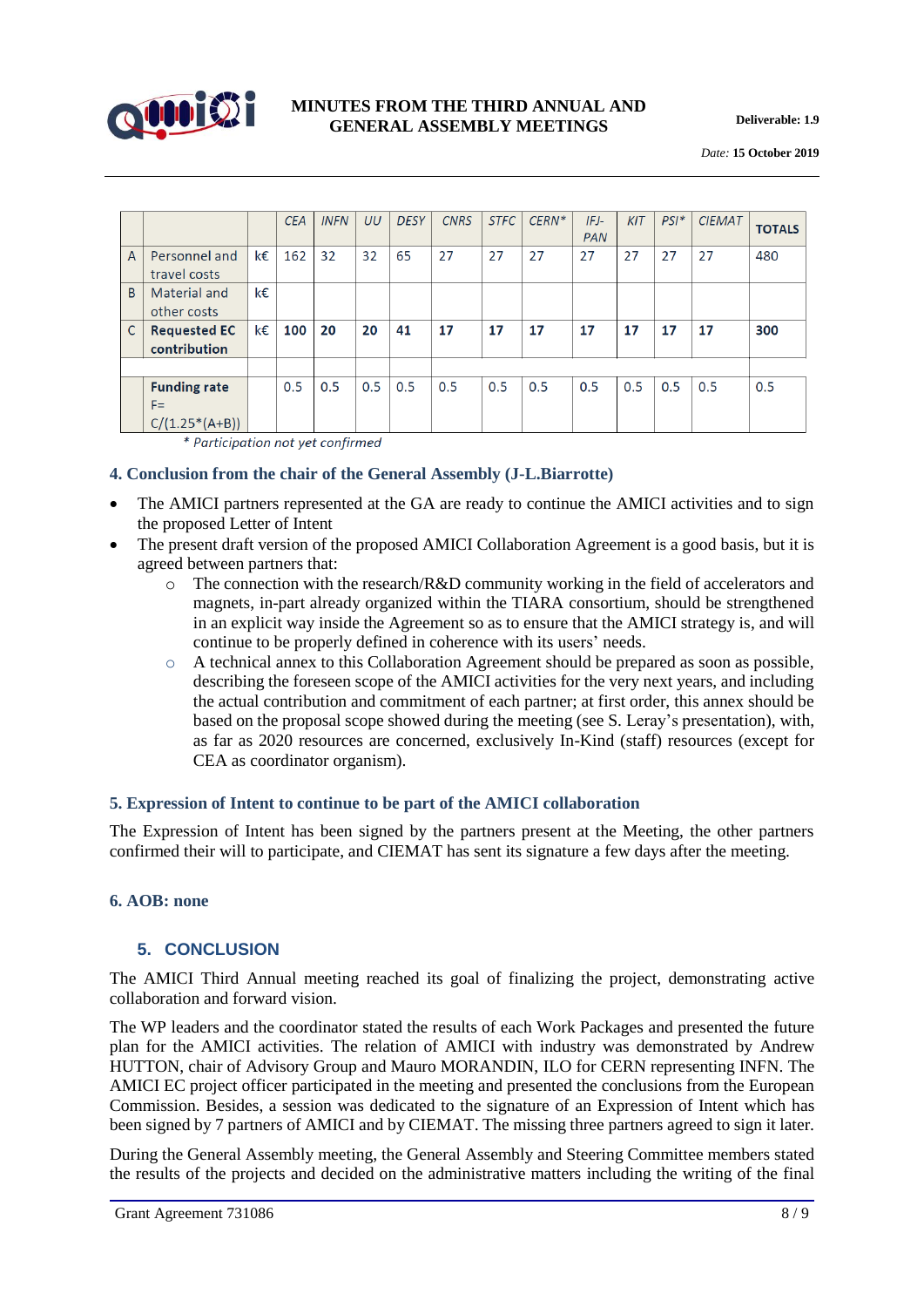|  |  |  | CEA | INFN | UU | DESY | CNRS | STFC | CERN* | IFJ-PAN | KIT | PSI* | CIEMAT | TOTALS |
|---|---|---|---|---|---|---|---|---|---|---|---|---|---|---|
| A | Personnel and travel costs | k€ | 162 | 32 | 32 | 65 | 27 | 27 | 27 | 27 | 27 | 27 | 27 | 480 |
| B | Material and other costs | k€ |  |  |  |  |  |  |  |  |  |  |  |  |
| C | **Requested EC contribution** | k€ | **100** | **20** | **20** | **41** | **17** | **17** | **17** | **17** | **17** | **17** | **17** | **300** |
|  |  |  |  |  |  |  |  |  |  |  |  |  |  |  |
|  | **Funding rate** F= C/(1.25*(A+B)) |  | 0.5 | 0.5 | 0.5 | 0.5 | 0.5 | 0.5 | 0.5 | 0.5 | 0.5 | 0.5 | 0.5 | 0.5 |

*\* Participation not yet confirmed*

### 4. Conclusion from the chair of the General Assembly (J-L.Biarrotte)

- The AMICI partners represented at the GA are ready to continue the AMICI activities and to sign the proposed Letter of Intent
- The present draft version of the proposed AMICI Collaboration Agreement is a good basis, but it is agreed between partners that:
  - The connection with the research/R&D community working in the field of accelerators and magnets, in-part already organized within the TIARA consortium, should be strengthened in an explicit way inside the Agreement so as to ensure that the AMICI strategy is, and will continue to be properly defined in coherence with its users' needs.
  - A technical annex to this Collaboration Agreement should be prepared as soon as possible, describing the foreseen scope of the AMICI activities for the very next years, and including the actual contribution and commitment of each partner; at first order, this annex should be based on the proposal scope showed during the meeting (see S. Leray's presentation), with, as far as 2020 resources are concerned, exclusively In-Kind (staff) resources (except for CEA as coordinator organism).

### 5. Expression of Intent to continue to be part of the AMICI collaboration

The Expression of Intent has been signed by the partners present at the Meeting, the other partners confirmed their will to participate, and CIEMAT has sent its signature a few days after the meeting.

### 6. AOB: none

## 5. CONCLUSION

The AMICI Third Annual meeting reached its goal of finalizing the project, demonstrating active collaboration and forward vision.

The WP leaders and the coordinator stated the results of each Work Packages and presented the future plan for the AMICI activities. The relation of AMICI with industry was demonstrated by Andrew HUTTON, chair of Advisory Group and Mauro MORANDIN, ILO for CERN representing INFN. The AMICI EC project officer participated in the meeting and presented the conclusions from the European Commission. Besides, a session was dedicated to the signature of an Expression of Intent which has been signed by 7 partners of AMICI and by CIEMAT. The missing three partners agreed to sign it later.

During the General Assembly meeting, the General Assembly and Steering Committee members stated the results of the projects and decided on the administrative matters including the writing of the final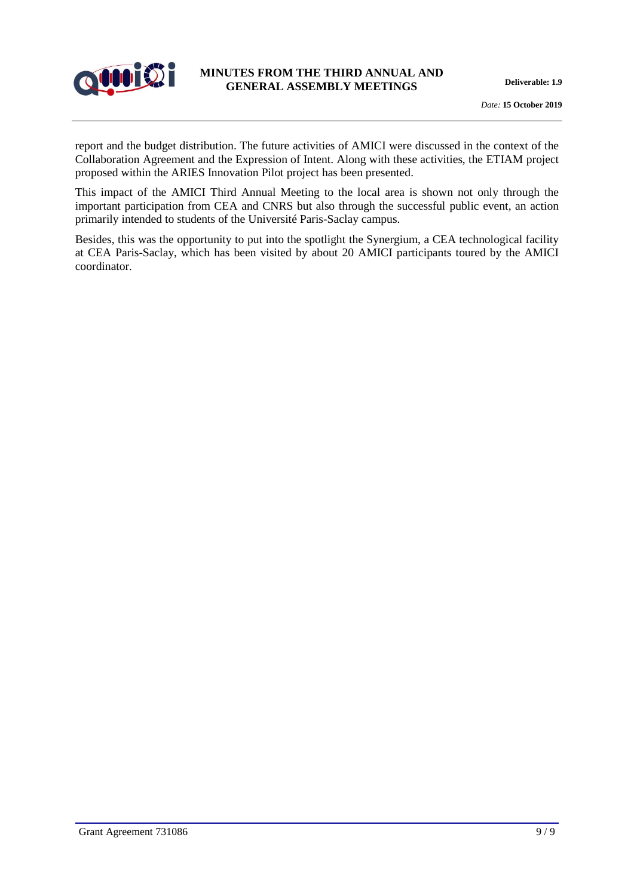report and the budget distribution. The future activities of AMICI were discussed in the context of the Collaboration Agreement and the Expression of Intent. Along with these activities, the ETIAM project proposed within the ARIES Innovation Pilot project has been presented.

This impact of the AMICI Third Annual Meeting to the local area is shown not only through the important participation from CEA and CNRS but also through the successful public event, an action primarily intended to students of the Université Paris-Saclay campus.

Besides, this was the opportunity to put into the spotlight the Synergium, a CEA technological facility at CEA Paris-Saclay, which has been visited by about 20 AMICI participants toured by the AMICI coordinator.